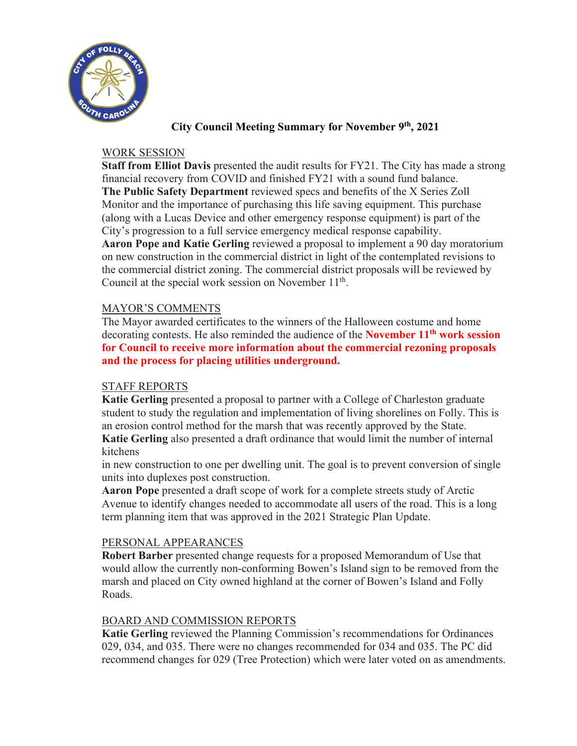# City Council Meeting Summary for November 9th, 2021

## WORK SESSION

**Staff from Elliot Davis** presented the audit results for FY21. The City has made a strong financial recovery from COVID and finished FY21 with a sound fund balance.

**The Public Safety Department** reviewed specs and benefits of the X Series Zoll Monitor and the importance of purchasing this life saving equipment. This purchase (along with a Lucas Device and other emergency response equipment) is part of the City's progression to a full service emergency medical response capability.

**Aaron Pope and Katie Gerling** reviewed a proposal to implement a 90 day moratorium on new construction in the commercial district in light of the contemplated revisions to the commercial district zoning. The commercial district proposals will be reviewed by Council at the special work session on November 11th.

## MAYOR'S COMMENTS

The Mayor awarded certificates to the winners of the Halloween costume and home decorating contests. He also reminded the audience of the **November 11th work session for Council to receive more information about the commercial rezoning proposals and the process for placing utilities underground.**

## STAFF REPORTS

**Katie Gerling** presented a proposal to partner with a College of Charleston graduate student to study the regulation and implementation of living shorelines on Folly. This is an erosion control method for the marsh that was recently approved by the State.

**Katie Gerling** also presented a draft ordinance that would limit the number of internal kitchens in new construction to one per dwelling unit. The goal is to prevent conversion of single units into duplexes post construction.

**Aaron Pope** presented a draft scope of work for a complete streets study of Arctic Avenue to identify changes needed to accommodate all users of the road. This is a long term planning item that was approved in the 2021 Strategic Plan Update.

## PERSONAL APPEARANCES

**Robert Barber** presented change requests for a proposed Memorandum of Use that would allow the currently non-conforming Bowen's Island sign to be removed from the marsh and placed on City owned highland at the corner of Bowen's Island and Folly Roads.

## BOARD AND COMMISSION REPORTS

**Katie Gerling** reviewed the Planning Commission's recommendations for Ordinances 029, 034, and 035. There were no changes recommended for 034 and 035. The PC did recommend changes for 029 (Tree Protection) which were later voted on as amendments.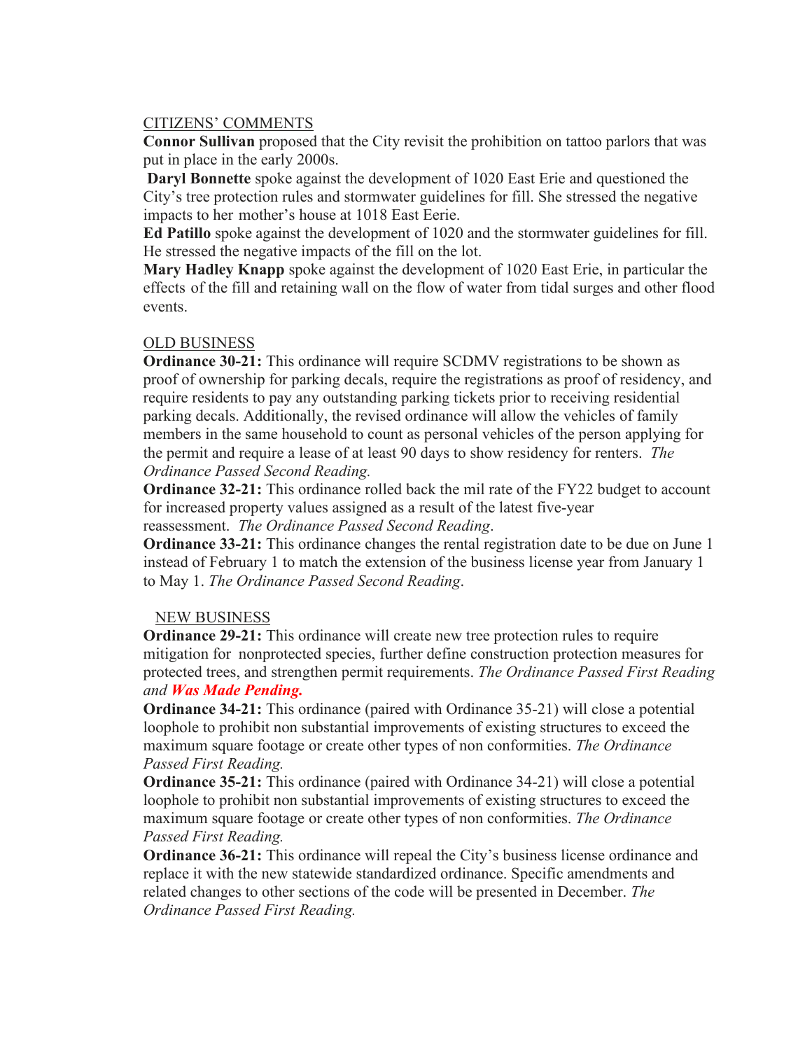CITIZENS' COMMENTS

**Connor Sullivan** proposed that the City revisit the prohibition on tattoo parlors that was put in place in the early 2000s.

**Daryl Bonnette** spoke against the development of 1020 East Erie and questioned the City's tree protection rules and stormwater guidelines for fill. She stressed the negative impacts to her mother's house at 1018 East Eerie.

**Ed Patillo** spoke against the development of 1020 and the stormwater guidelines for fill. He stressed the negative impacts of the fill on the lot.

**Mary Hadley Knapp** spoke against the development of 1020 East Erie, in particular the effects of the fill and retaining wall on the flow of water from tidal surges and other flood events.

OLD BUSINESS

**Ordinance 30-21:** This ordinance will require SCDMV registrations to be shown as proof of ownership for parking decals, require the registrations as proof of residency, and require residents to pay any outstanding parking tickets prior to receiving residential parking decals. Additionally, the revised ordinance will allow the vehicles of family members in the same household to count as personal vehicles of the person applying for the permit and require a lease of at least 90 days to show residency for renters. *The Ordinance Passed Second Reading.*

**Ordinance 32-21:** This ordinance rolled back the mil rate of the FY22 budget to account for increased property values assigned as a result of the latest five-year reassessment. *The Ordinance Passed Second Reading*.

**Ordinance 33-21:** This ordinance changes the rental registration date to be due on June 1 instead of February 1 to match the extension of the business license year from January 1 to May 1. *The Ordinance Passed Second Reading*.

NEW BUSINESS

**Ordinance 29-21:** This ordinance will create new tree protection rules to require mitigation for nonprotected species, further define construction protection measures for protected trees, and strengthen permit requirements. *The Ordinance Passed First Reading and* ***Was Made Pending.***

**Ordinance 34-21:** This ordinance (paired with Ordinance 35-21) will close a potential loophole to prohibit non substantial improvements of existing structures to exceed the maximum square footage or create other types of non conformities. *The Ordinance Passed First Reading.*

**Ordinance 35-21:** This ordinance (paired with Ordinance 34-21) will close a potential loophole to prohibit non substantial improvements of existing structures to exceed the maximum square footage or create other types of non conformities. *The Ordinance Passed First Reading.*

**Ordinance 36-21:** This ordinance will repeal the City's business license ordinance and replace it with the new statewide standardized ordinance. Specific amendments and related changes to other sections of the code will be presented in December. *The Ordinance Passed First Reading.*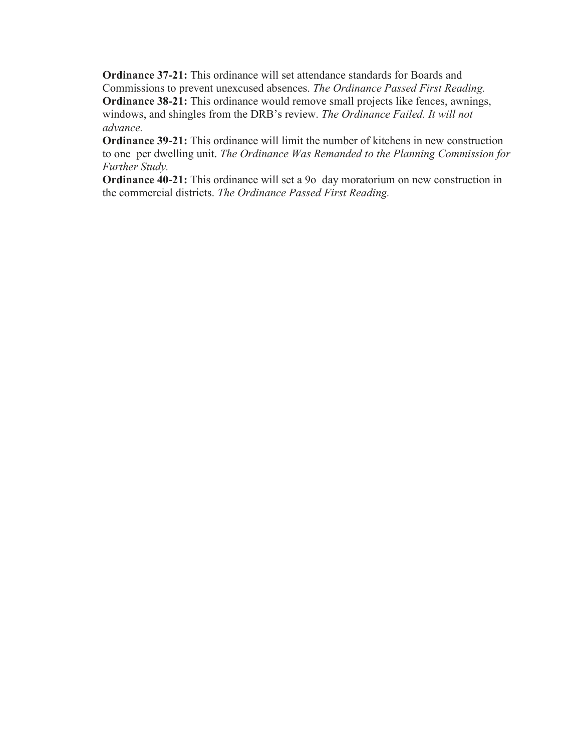**Ordinance 37-21:** This ordinance will set attendance standards for Boards and Commissions to prevent unexcused absences. *The Ordinance Passed First Reading.*
**Ordinance 38-21:** This ordinance would remove small projects like fences, awnings, windows, and shingles from the DRB's review. *The Ordinance Failed. It will not advance.*
**Ordinance 39-21:** This ordinance will limit the number of kitchens in new construction to one per dwelling unit. *The Ordinance Was Remanded to the Planning Commission for Further Study.*
**Ordinance 40-21:** This ordinance will set a 9o day moratorium on new construction in the commercial districts. *The Ordinance Passed First Reading.*